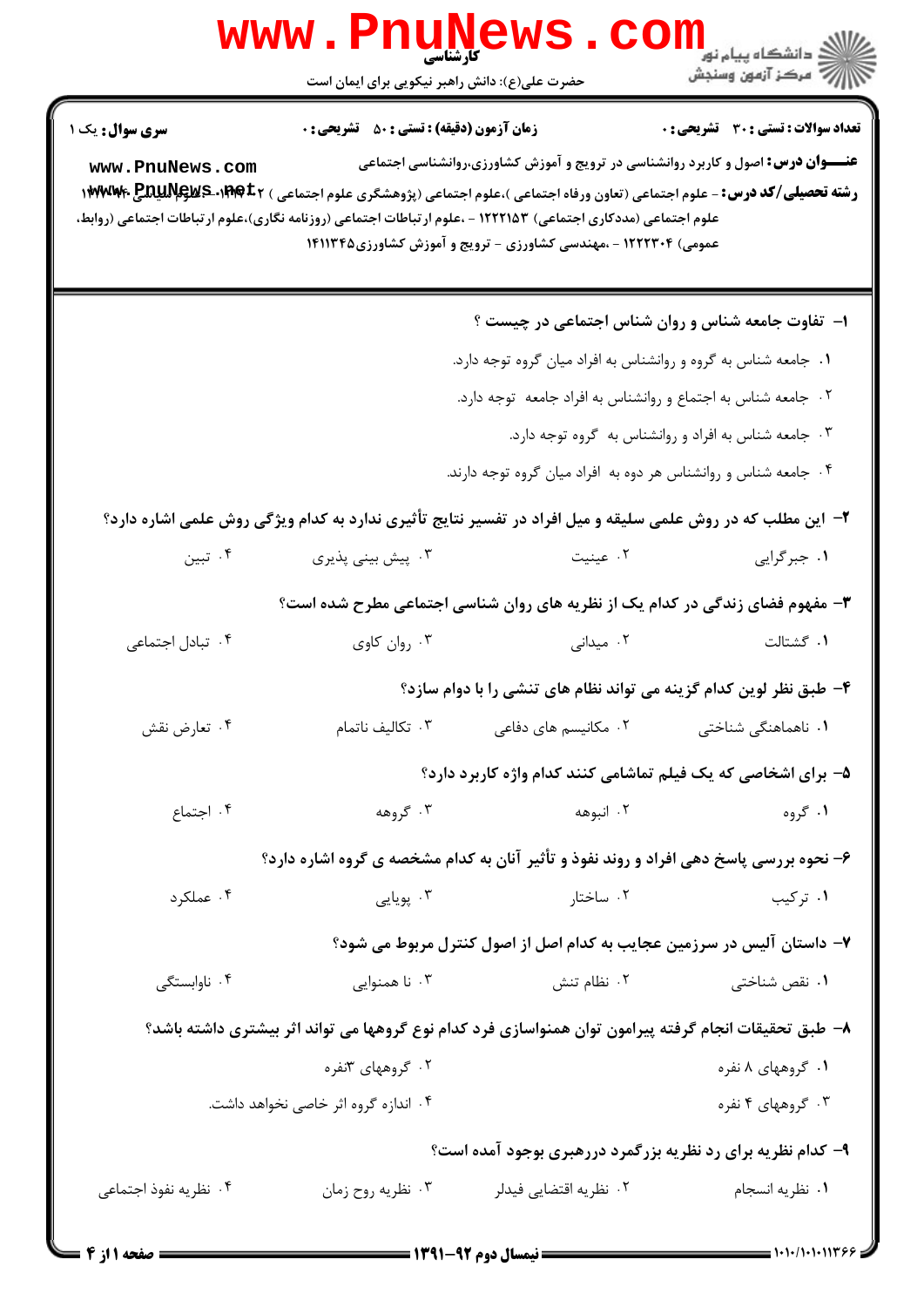کارشناسی

حضرت علی(ع): دانش راهبر نیکویی برای ایمان است

**سری سوال:** یک ۱ | **زمان آزمون (دقیقه) : تستی :** ۵۰ **تشریحی :** ۰ | **تعداد سوالات : تستی :** ۳۰ **تشریحی :** ۰

**عنـــوان درس:** اصول و کاربرد روانشناسی در ترویج و آموزش کشاورزی،روانشناسی اجتماعی

**رشته تحصیلی/کد درس:** - علوم اجتماعی (تعاون ورفاه اجتماعی )،علوم اجتماعی (پژوهشگری علوم اجتماعی ) ۱۲۲۲۱۴۲ - ،علوم سیاسی ۱۲۲۲۱۵۲ - ،علوم اجتماعی (مددکاری اجتماعی) ۱۲۲۲۱۵۳ - ،علوم ارتباطات اجتماعی (روزنامه نگاری)،علوم ارتباطات اجتماعی (روابط، عمومی) ۱۲۲۲۳۰۴ - ،مهندسی کشاورزی - ترویج و آموزش کشاورزی۱۴۱۱۳۴۵

۱- تفاوت جامعه شناس و روان شناس اجتماعی در چیست ؟

۱. جامعه شناس به گروه و روانشناس به افراد میان گروه توجه دارد.

۲. جامعه شناس به اجتماع و روانشناس به افراد جامعه توجه دارد.

۳. جامعه شناس به افراد و روانشناس به گروه توجه دارد.

۴. جامعه شناس و روانشناس هر دوه به افراد میان گروه توجه دارند.

۲- این مطلب که در روش علمی سلیقه و میل افراد در تفسیر نتایج تأثیری ندارد به کدام ویژگی روش علمی اشاره دارد؟

۱. جبرگرایی　　۲. عینیت　　۳. پیش بینی پذیری　　۴. تبین

۳- مفهوم فضای زندگی در کدام یک از نظریه های روان شناسی اجتماعی مطرح شده است؟

۱. گشتالت　　۲. میدانی　　۳. روان کاوی　　۴. تبادل اجتماعی

۴- طبق نظر لوین کدام گزینه می تواند نظام های تنشی را با دوام سازد؟

۱. ناهماهنگی شناختی　　۲. مکانیسم های دفاعی　　۳. تکالیف ناتمام　　۴. تعارض نقش

۵- برای اشخاصی که یک فیلم تماشامی کنند کدام واژه کاربرد دارد؟

۱. گروه　　۲. انبوهه　　۳. گروهه　　۴. اجتماع

۶- نحوه بررسی پاسخ دهی افراد و روند نفوذ و تأثیر آنان به کدام مشخصه ی گروه اشاره دارد؟

۱. ترکیب　　۲. ساختار　　۳. پویایی　　۴. عملکرد

۷- داستان آلیس در سرزمین عجایب به کدام اصل از اصول کنترل مربوط می شود؟

۱. نقص شناختی　　۲. نظام تنش　　۳. نا همنوایی　　۴. ناوابستگی

۸- طبق تحقیقات انجام گرفته پیرامون توان همنواسازی فرد کدام نوع گروهها می تواند اثر بیشتری داشته باشد؟

۱. گروههای ۸ نفره　　۲. گروههای ۳نفره

۳. گروههای ۴ نفره　　۴. اندازه گروه اثر خاصی نخواهد داشت.

۹- کدام نظریه برای رد نظریه بزرگمرد دررهبری بوجود آمده است؟

۱. نظریه انسجام　　۲. نظریه اقتضایی فیدلر　　۳. نظریه روح زمان　　۴. نظریه نفوذ اجتماعی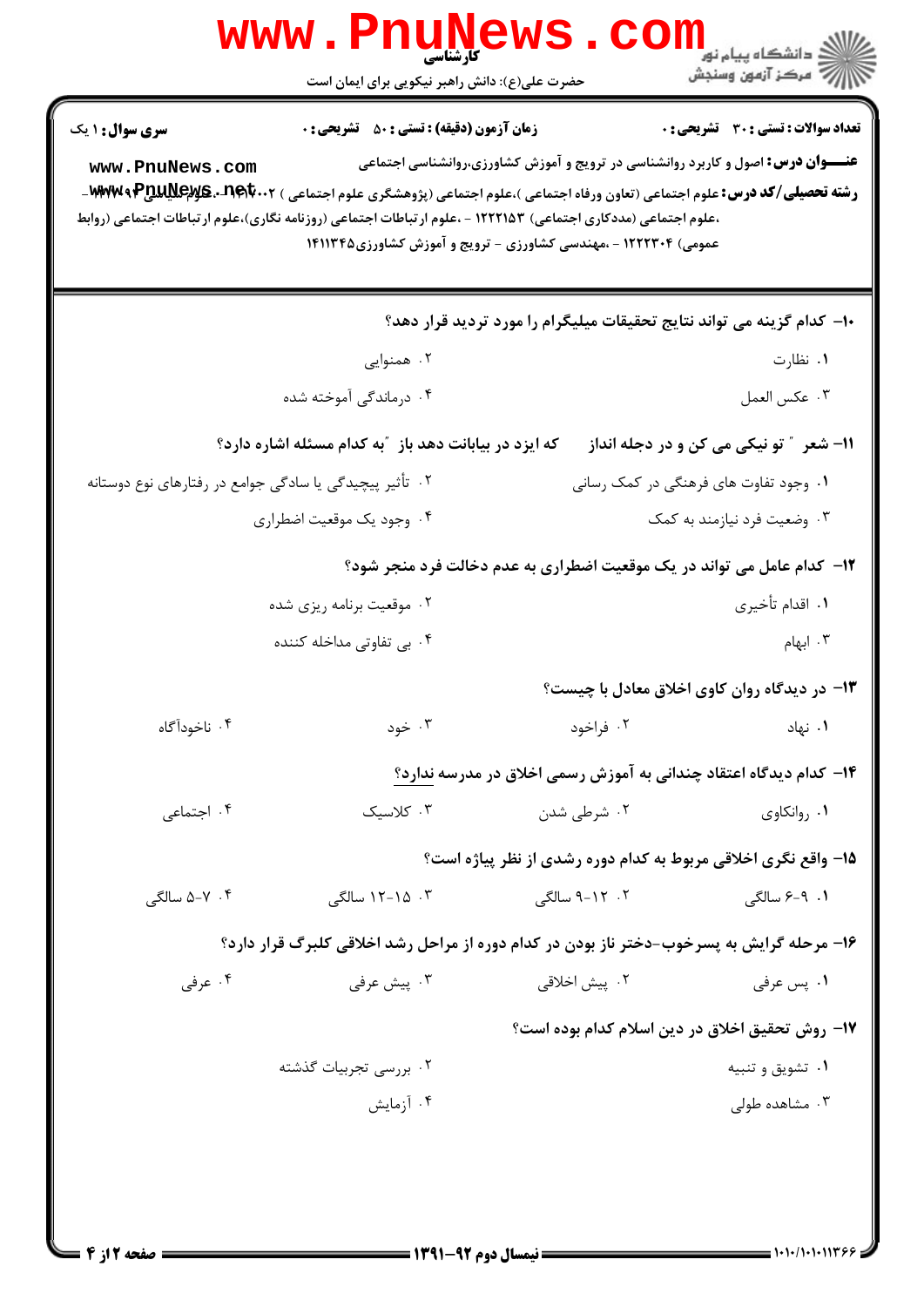**سری سوال:** ۱ یک

**زمان آزمون (دقیقه) : تستی :** ۵۰ **تشریحی :** ۰

**تعداد سوالات : تستی :** ۳۰ **تشریحی :** ۰

**عنـــوان درس:** اصول و کاربرد روانشناسی در ترویج و آموزش کشاورزی،روانشناسی اجتماعی

**رشته تحصیلی/کد درس:** علوم اجتماعی (تعاون ورفاه اجتماعی )،علوم اجتماعی (پژوهشگری علوم اجتماعی ) ۱۲۱۱۰۰۲ - ،علوم سیاسی ۱۲۱۴۰۰۹ - ،علوم اجتماعی (مددکاری اجتماعی) ۱۲۲۲۱۵۳ - ،علوم ارتباطات اجتماعی (روزنامه نگاری)،علوم ارتباطات اجتماعی (روابط عمومی) ۱۲۲۲۳۰۴ - ،مهندسی کشاورزی - ترویج و آموزش کشاورزی۱۴۱۱۳۴۵

۱۰- کدام گزینه می تواند نتایج تحقیقات میلیگرام را مورد تردید قرار دهد؟

۱. نظارت
۲. همنوایی
۳. عکس العمل
۴. درماندگی آموخته شده

۱۱- شعر " تو نیکی می کن و در دجله انداز     که ایزد در بیابانت دهد باز "به کدام مسئله اشاره دارد؟

۱. وجود تفاوت های فرهنگی در کمک رسانی
۲. تأثیر پیچیدگی یا سادگی جوامع در رفتارهای نوع دوستانه
۳. وضعیت فرد نیازمند به کمک
۴. وجود یک موقعیت اضطراری

۱۲- کدام عامل می تواند در یک موقعیت اضطراری به عدم دخالت فرد منجر شود؟

۱. اقدام تأخیری
۲. موقعیت برنامه ریزی شده
۳. ابهام
۴. بی تفاوتی مداخله کننده

۱۳- در دیدگاه روان کاوی اخلاق معادل با چیست؟

۱. نهاد
۲. فراخود
۳. خود
۴. ناخودآگاه

۱۴- کدام دیدگاه اعتقاد چندانی به آموزش رسمی اخلاق در مدرسه ندارد؟

۱. روانکاوی
۲. شرطی شدن
۳. کلاسیک
۴. اجتماعی

۱۵- واقع نگری اخلاقی مربوط به کدام دوره رشدی از نظر پیاژه است؟

۱. ۹-۶ سالگی
۲. ۱۲-۹ سالگی
۳. ۱۵-۱۲ سالگی
۴. ۷-۵ سالگی

۱۶- مرحله گرایش به پسرخوب-دختر ناز بودن در کدام دوره از مراحل رشد اخلاقی کلبرگ قرار دارد؟

۱. پس عرفی
۲. پیش اخلاقی
۳. پیش عرفی
۴. عرفی

۱۷- روش تحقیق اخلاق در دین اسلام کدام بوده است؟

۱. تشویق و تنبیه
۲. بررسی تجربیات گذشته
۳. مشاهده طولی
۴. آزمایش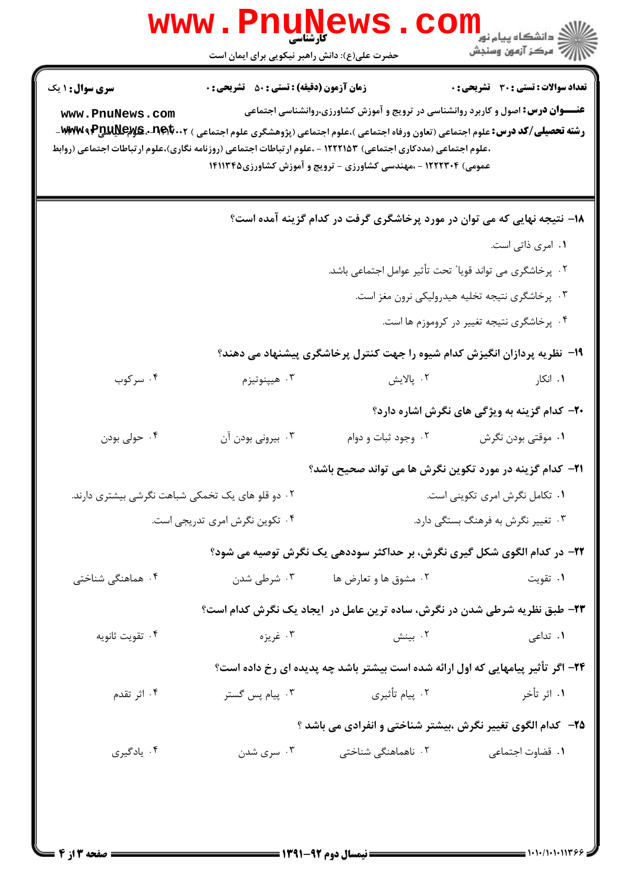**سری سوال:** ۱ یک

**زمان آزمون (دقیقه) : تستی :** ۵۰ **تشریحی :** ۰

**تعداد سوالات : تستی :** ۳۰ **تشریحی :** ۰

**عنـــوان درس:** اصول و کاربرد روانشناسی در ترویج و آموزش کشاورزی،روانشناسی اجتماعی

**رشته تحصیلی/کد درس:** علوم اجتماعی (تعاون ورفاه اجتماعی )،علوم اجتماعی (پژوهشگری علوم اجتماعی ) ۱۲۲۲۰۰۲ - ،علوم اجتماعی (مددکاری اجتماعی) ۱۲۲۲۱۵۳ - ،علوم ارتباطات اجتماعی (روزنامه نگاری)،علوم ارتباطات اجتماعی (روابط عمومی) ۱۲۲۲۳۰۴ - ،مهندسی کشاورزی - ترویج و آموزش کشاورزی۱۴۱۱۳۴۵

۱۸- نتیجه نهایی که می توان در مورد پرخاشگری گرفت در کدام گزینه آمده است؟

۱. امری ذاتی است.

۲. پرخاشگری می تواند قویا" تحت تأثیر عوامل اجتماعی باشد.

۳. پرخاشگری نتیجه تخلیه هیدرولیکی نرون مغز است.

۴. پرخاشگری نتیجه تغییر در کروموزم ها است.

۱۹- نظریه پردازان انگیزش کدام شیوه را جهت کنترل پرخاشگری پیشنهاد می دهند؟

۱. انکار ۲. پالایش ۳. هیپنوتیزم ۴. سرکوب

۲۰- کدام گزینه به ویژگی های نگرش اشاره دارد؟

۱. موقتی بودن نگرش ۲. وجود ثبات و دوام ۳. بیرونی بودن آن ۴. حولی بودن

۲۱- کدام گزینه در مورد تکوین نگرش ها می تواند صحیح باشد؟

۱. تکامل نگرش امری تکوینی است.

۲. دو قلو های یک تخمکی شباهت نگرشی بیشتری دارند.

۳. تغییر نگرش به فرهنگ بستگی دارد.

۴. تکوین نگرش امری تدریجی است.

۲۲- در کدام الگوی شکل گیری نگرش، بر حداکثر سوددهی یک نگرش توصیه می شود؟

۱. تقویت ۲. مشوق ها و تعارض ها ۳. شرطی شدن ۴. هماهنگی شناختی

۲۳- طبق نظریه شرطی شدن در نگرش، ساده ترین عامل در ایجاد یک نگرش کدام است؟

۱. تداعی ۲. بینش ۳. غریزه ۴. تقویت ثانویه

۲۴- اگر تأثیر پیامهایی که اول ارائه شده است بیشتر باشد چه پدیده ای رخ داده است؟

۱. اثر تأخر ۲. پیام تأثیری ۳. پیام پس گستر ۴. اثر تقدم

۲۵- کدام الگوی تغییر نگرش ،بیشتر شناختی و انفرادی می باشد ؟

۱. قضاوت اجتماعی ۲. ناهماهنگی شناختی ۳. سری شدن ۴. یادگیری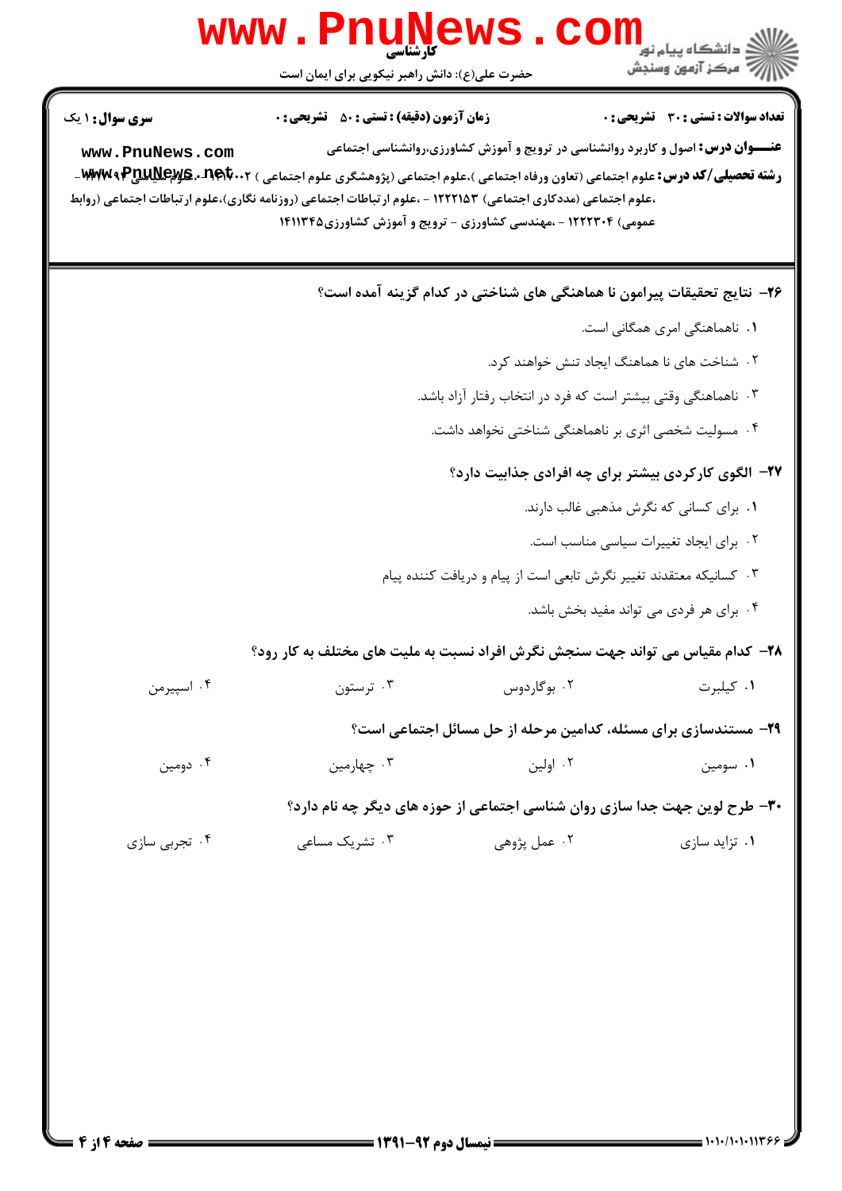**سری سوال:** ۱ یک

**زمان آزمون (دقیقه) : تستی :** ۵۰ **تشریحی :** ۰

**تعداد سوالات : تستی :** ۳۰ **تشریحی :** ۰

**عنـــوان درس:** اصول و کاربرد روانشناسی در ترویج و آموزش کشاورزی،روانشناسی اجتماعی

**رشته تحصیلی/کد درس:** علوم اجتماعی (تعاون ورفاه اجتماعی )،علوم اجتماعی (پژوهشگری علوم اجتماعی ) ۱۲۲۲۰۰۲ - ،علوم سیاسی ۱۲۲۲۰۱۷ - ،علوم اجتماعی (مددکاری اجتماعی) ۱۲۲۲۱۵۳ - ،علوم ارتباطات اجتماعی (روزنامه نگاری)،علوم ارتباطات اجتماعی (روابط عمومی) ۱۲۲۲۳۰۴ - ،مهندسی کشاورزی - ترویج و آموزش کشاورزی۱۴۱۱۳۴۵

**۲۶- نتایج تحقیقات پیرامون نا هماهنگی های شناختی در کدام گزینه آمده است؟**

۱. ناهماهنگی امری همگانی است.

۲. شناخت های نا هماهنگ ایجاد تنش خواهند کرد.

۳. ناهماهنگی وقتی بیشتر است که فرد در انتخاب رفتار آزاد باشد.

۴. مسولیت شخصی اثری بر ناهماهنگی شناختی نخواهد داشت.

**۲۷- الگوی کارکردی بیشتر برای چه افرادی جذابیت دارد؟**

۱. برای کسانی که نگرش مذهبی غالب دارند.

۲. برای ایجاد تغییرات سیاسی مناسب است.

۳. کسانیکه معتقدند تغییر نگرش تابعی است از پیام و دریافت کننده پیام

۴. برای هر فردی می تواند مفید بخش باشد.

**۲۸- کدام مقیاس می تواند جهت سنجش نگرش افراد نسبت به ملیت های مختلف به کار رود؟**

۱. کیلبرت ۲. بوگاردوس ۳. ترستون ۴. اسپیرمن

**۲۹- مستندسازی برای مسئله، کدامین مرحله از حل مسائل اجتماعی است؟**

۱. سومین ۲. اولین ۳. چهارمین ۴. دومین

**۳۰- طرح لوین جهت جدا سازی روان شناسی اجتماعی از حوزه های دیگر چه نام دارد؟**

۱. تزاید سازی ۲. عمل پژوهی ۳. تشریک مساعی ۴. تجربی سازی